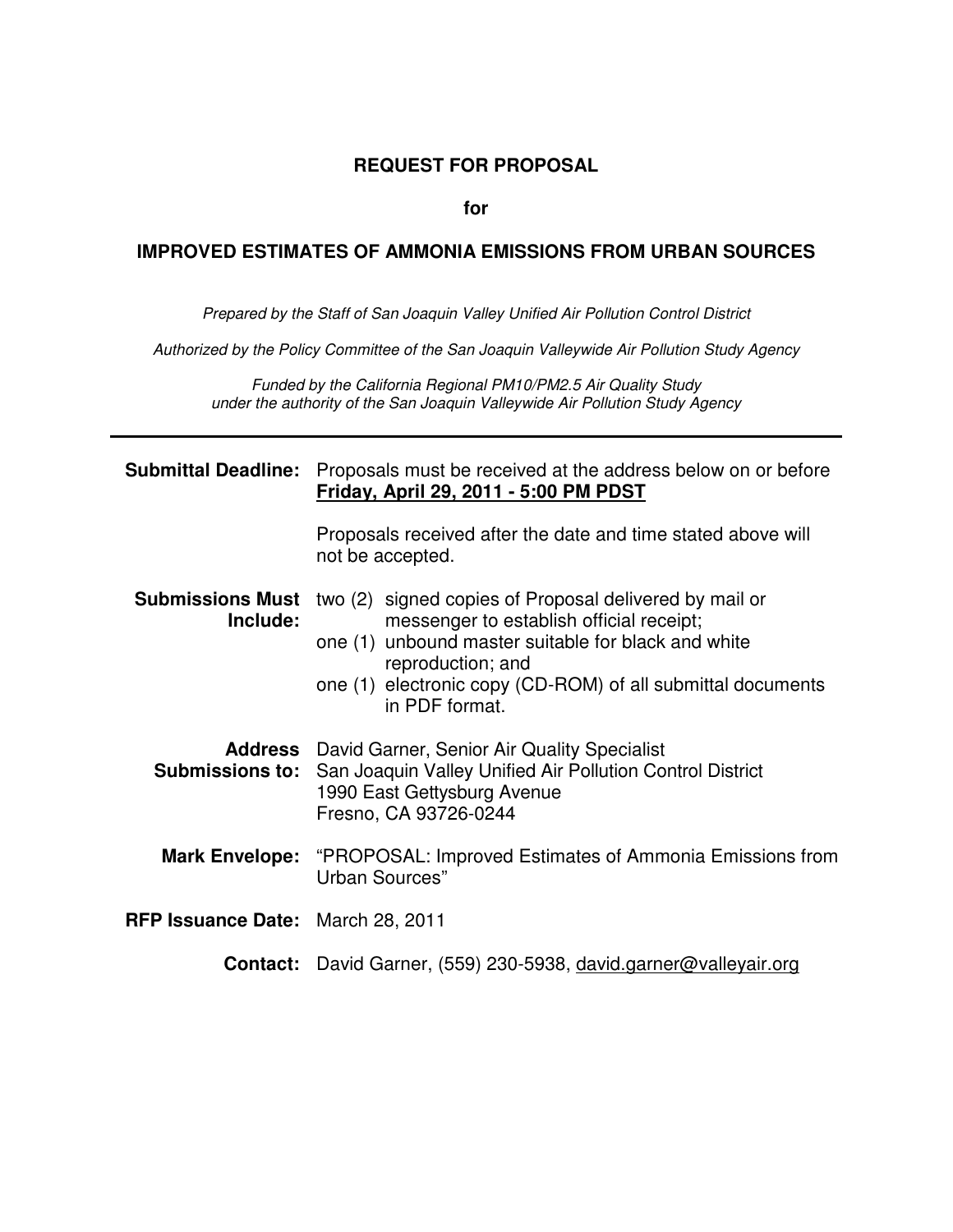# REQUEST FOR PROPOSAL

**for**

## IMPROVED ESTIMATES OF AMMONIA EMISSIONS FROM URBAN SOURCES

*Prepared by the Staff of San Joaquin Valley Unified Air Pollution Control District*

*Authorized by the Policy Committee of the San Joaquin Valleywide Air Pollution Study Agency*

*Funded by the California Regional PM10/PM2.5 Air Quality Study under the authority of the San Joaquin Valleywide Air Pollution Study Agency*

---

**Submittal Deadline:** Proposals must be received at the address below on or before **Friday, April 29, 2011 - 5:00 PM PDST**

Proposals received after the date and time stated above will not be accepted.

**Submissions Must Include:**
- two (2) signed copies of Proposal delivered by mail or messenger to establish official receipt;
- one (1) unbound master suitable for black and white reproduction; and
- one (1) electronic copy (CD-ROM) of all submittal documents in PDF format.

**Address Submissions to:** David Garner, Senior Air Quality Specialist
San Joaquin Valley Unified Air Pollution Control District
1990 East Gettysburg Avenue
Fresno, CA 93726-0244

**Mark Envelope:** "PROPOSAL: Improved Estimates of Ammonia Emissions from Urban Sources"

**RFP Issuance Date:** March 28, 2011

**Contact:** David Garner, (559) 230-5938, david.garner@valleyair.org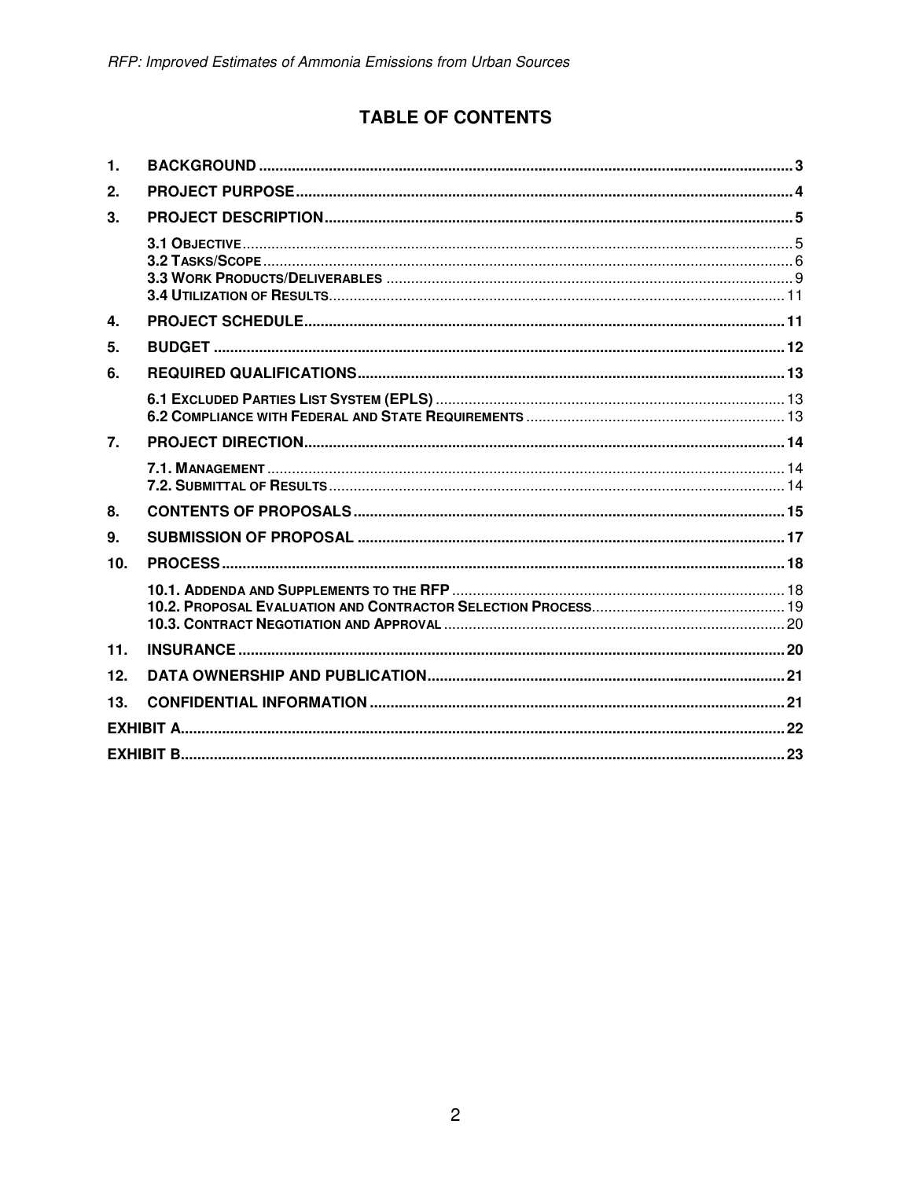# TABLE OF CONTENTS

1. **BACKGROUND** ........ 3
2. **PROJECT PURPOSE** ........ 4
3. **PROJECT DESCRIPTION** ........ 5
   - **3.1 Objective** ........ 5
   - **3.2 Tasks/Scope** ........ 6
   - **3.3 Work Products/Deliverables** ........ 9
   - **3.4 Utilization of Results** ........ 11
4. **PROJECT SCHEDULE** ........ 11
5. **BUDGET** ........ 12
6. **REQUIRED QUALIFICATIONS** ........ 13
   - **6.1 Excluded Parties List System (EPLS)** ........ 13
   - **6.2 Compliance with Federal and State Requirements** ........ 13
7. **PROJECT DIRECTION** ........ 14
   - **7.1. Management** ........ 14
   - **7.2. Submittal of Results** ........ 14
8. **CONTENTS OF PROPOSALS** ........ 15
9. **SUBMISSION OF PROPOSAL** ........ 17
10. **PROCESS** ........ 18
    - **10.1. Addenda and Supplements to the RFP** ........ 18
    - **10.2. Proposal Evaluation and Contractor Selection Process** ........ 19
    - **10.3. Contract Negotiation and Approval** ........ 20
11. **INSURANCE** ........ 20
12. **DATA OWNERSHIP AND PUBLICATION** ........ 21
13. **CONFIDENTIAL INFORMATION** ........ 21

**EXHIBIT A** ........ 22

**EXHIBIT B** ........ 23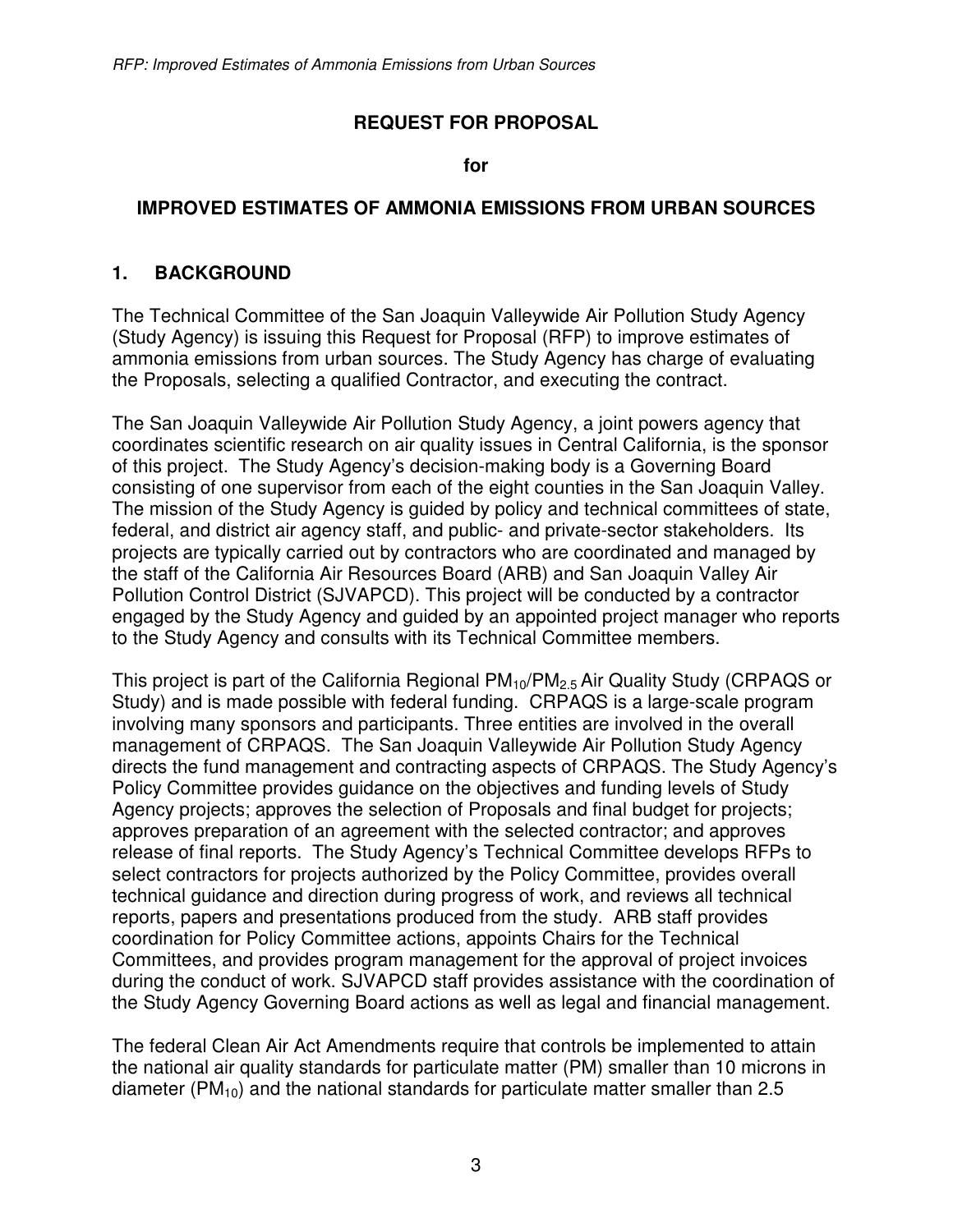**REQUEST FOR PROPOSAL**

**for**

**IMPROVED ESTIMATES OF AMMONIA EMISSIONS FROM URBAN SOURCES**

## 1. BACKGROUND

The Technical Committee of the San Joaquin Valleywide Air Pollution Study Agency (Study Agency) is issuing this Request for Proposal (RFP) to improve estimates of ammonia emissions from urban sources. The Study Agency has charge of evaluating the Proposals, selecting a qualified Contractor, and executing the contract.

The San Joaquin Valleywide Air Pollution Study Agency, a joint powers agency that coordinates scientific research on air quality issues in Central California, is the sponsor of this project. The Study Agency's decision-making body is a Governing Board consisting of one supervisor from each of the eight counties in the San Joaquin Valley. The mission of the Study Agency is guided by policy and technical committees of state, federal, and district air agency staff, and public- and private-sector stakeholders. Its projects are typically carried out by contractors who are coordinated and managed by the staff of the California Air Resources Board (ARB) and San Joaquin Valley Air Pollution Control District (SJVAPCD). This project will be conducted by a contractor engaged by the Study Agency and guided by an appointed project manager who reports to the Study Agency and consults with its Technical Committee members.

This project is part of the California Regional $PM_{10}$/$PM_{2.5}$ Air Quality Study (CRPAQS or Study) and is made possible with federal funding. CRPAQS is a large-scale program involving many sponsors and participants. Three entities are involved in the overall management of CRPAQS. The San Joaquin Valleywide Air Pollution Study Agency directs the fund management and contracting aspects of CRPAQS. The Study Agency's Policy Committee provides guidance on the objectives and funding levels of Study Agency projects; approves the selection of Proposals and final budget for projects; approves preparation of an agreement with the selected contractor; and approves release of final reports. The Study Agency's Technical Committee develops RFPs to select contractors for projects authorized by the Policy Committee, provides overall technical guidance and direction during progress of work, and reviews all technical reports, papers and presentations produced from the study. ARB staff provides coordination for Policy Committee actions, appoints Chairs for the Technical Committees, and provides program management for the approval of project invoices during the conduct of work. SJVAPCD staff provides assistance with the coordination of the Study Agency Governing Board actions as well as legal and financial management.

The federal Clean Air Act Amendments require that controls be implemented to attain the national air quality standards for particulate matter (PM) smaller than 10 microns in diameter ($PM_{10}$) and the national standards for particulate matter smaller than 2.5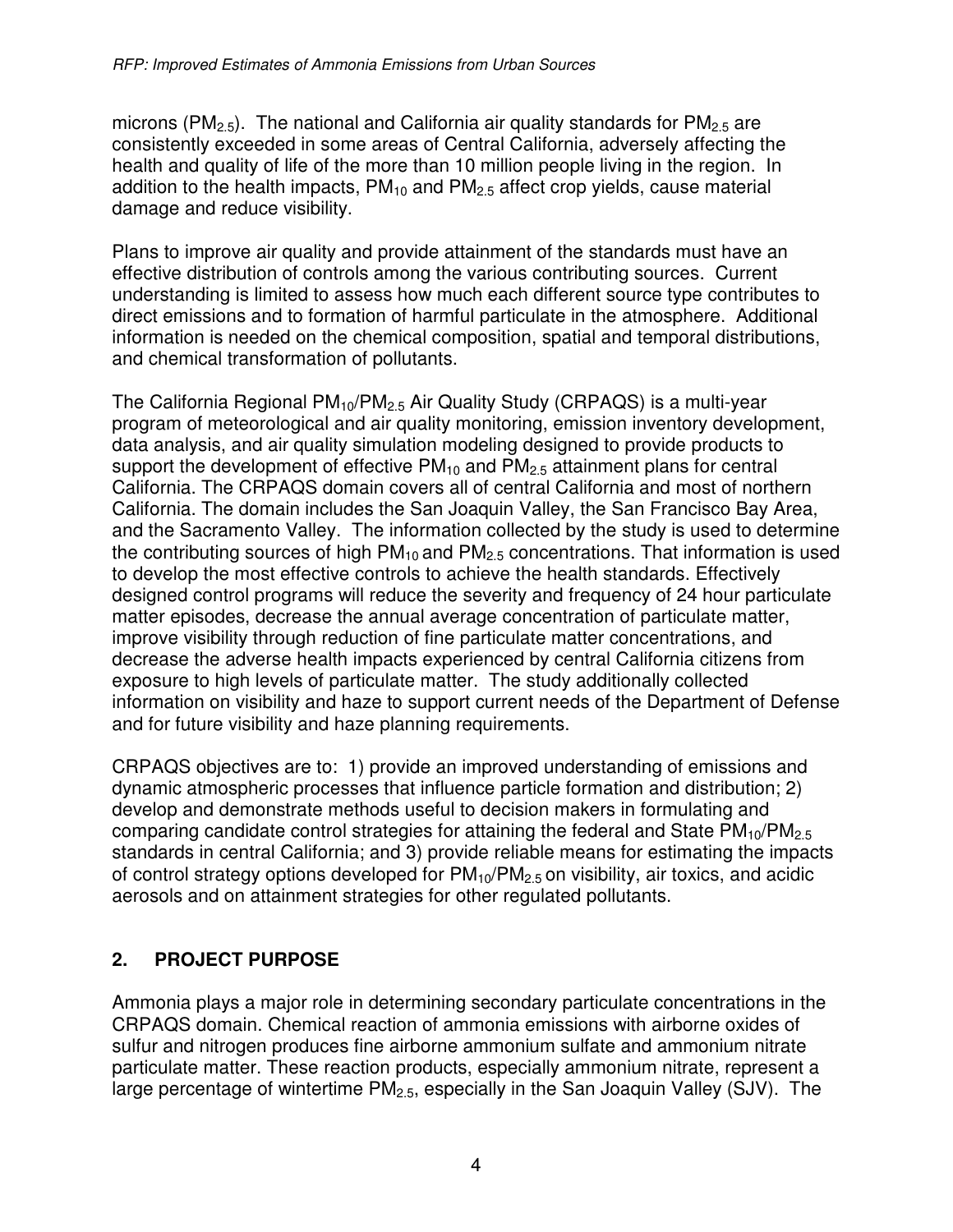microns ($PM_{2.5}$). The national and California air quality standards for $PM_{2.5}$ are consistently exceeded in some areas of Central California, adversely affecting the health and quality of life of the more than 10 million people living in the region. In addition to the health impacts, $PM_{10}$ and $PM_{2.5}$ affect crop yields, cause material damage and reduce visibility.

Plans to improve air quality and provide attainment of the standards must have an effective distribution of controls among the various contributing sources. Current understanding is limited to assess how much each different source type contributes to direct emissions and to formation of harmful particulate in the atmosphere. Additional information is needed on the chemical composition, spatial and temporal distributions, and chemical transformation of pollutants.

The California Regional $PM_{10}$/$PM_{2.5}$ Air Quality Study (CRPAQS) is a multi-year program of meteorological and air quality monitoring, emission inventory development, data analysis, and air quality simulation modeling designed to provide products to support the development of effective $PM_{10}$ and $PM_{2.5}$ attainment plans for central California. The CRPAQS domain covers all of central California and most of northern California. The domain includes the San Joaquin Valley, the San Francisco Bay Area, and the Sacramento Valley. The information collected by the study is used to determine the contributing sources of high $PM_{10}$ and $PM_{2.5}$ concentrations. That information is used to develop the most effective controls to achieve the health standards. Effectively designed control programs will reduce the severity and frequency of 24 hour particulate matter episodes, decrease the annual average concentration of particulate matter, improve visibility through reduction of fine particulate matter concentrations, and decrease the adverse health impacts experienced by central California citizens from exposure to high levels of particulate matter. The study additionally collected information on visibility and haze to support current needs of the Department of Defense and for future visibility and haze planning requirements.

CRPAQS objectives are to: 1) provide an improved understanding of emissions and dynamic atmospheric processes that influence particle formation and distribution; 2) develop and demonstrate methods useful to decision makers in formulating and comparing candidate control strategies for attaining the federal and State $PM_{10}$/$PM_{2.5}$ standards in central California; and 3) provide reliable means for estimating the impacts of control strategy options developed for $PM_{10}$/$PM_{2.5}$ on visibility, air toxics, and acidic aerosols and on attainment strategies for other regulated pollutants.

## 2. PROJECT PURPOSE

Ammonia plays a major role in determining secondary particulate concentrations in the CRPAQS domain. Chemical reaction of ammonia emissions with airborne oxides of sulfur and nitrogen produces fine airborne ammonium sulfate and ammonium nitrate particulate matter. These reaction products, especially ammonium nitrate, represent a large percentage of wintertime $PM_{2.5}$, especially in the San Joaquin Valley (SJV). The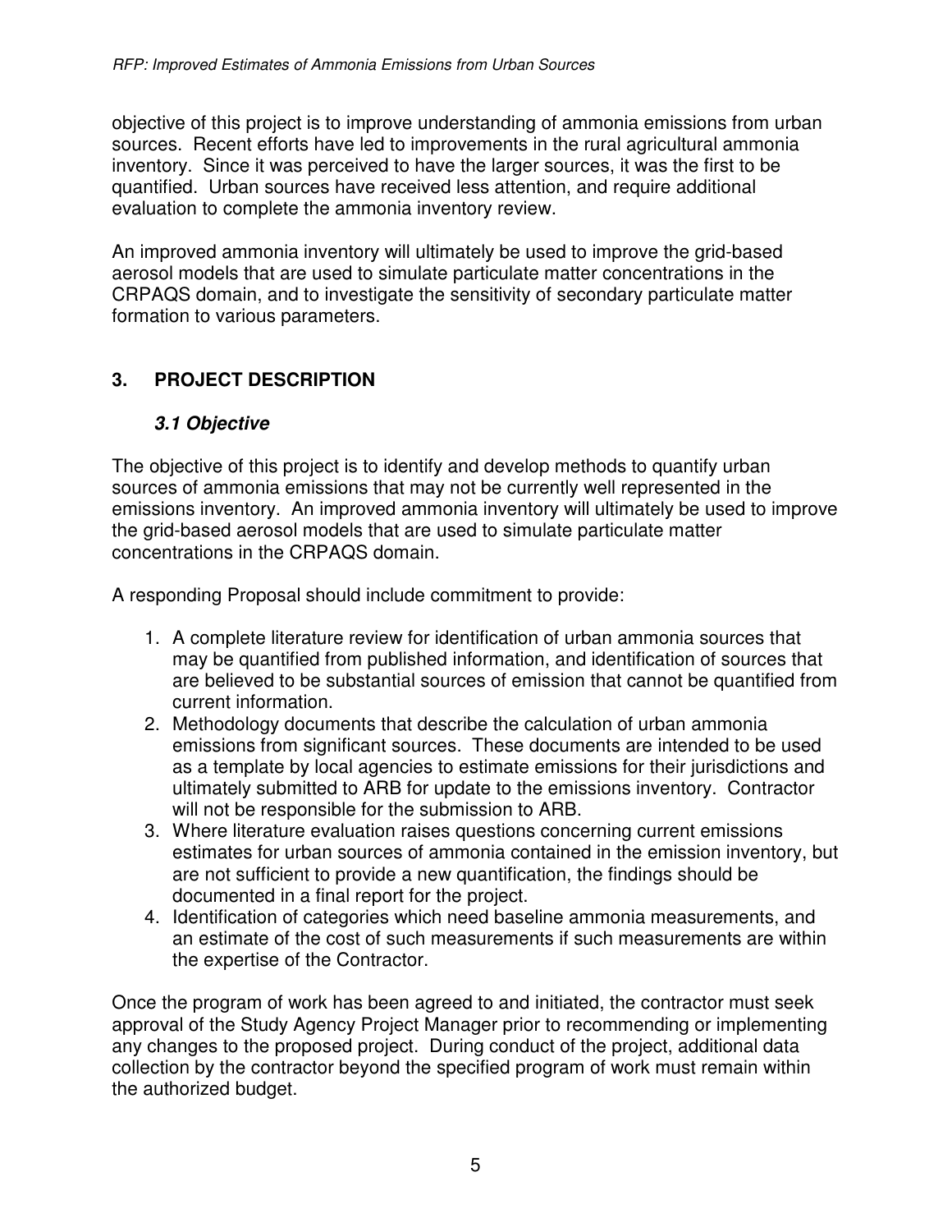objective of this project is to improve understanding of ammonia emissions from urban sources. Recent efforts have led to improvements in the rural agricultural ammonia inventory. Since it was perceived to have the larger sources, it was the first to be quantified. Urban sources have received less attention, and require additional evaluation to complete the ammonia inventory review.

An improved ammonia inventory will ultimately be used to improve the grid-based aerosol models that are used to simulate particulate matter concentrations in the CRPAQS domain, and to investigate the sensitivity of secondary particulate matter formation to various parameters.

## 3. PROJECT DESCRIPTION

### *3.1 Objective*

The objective of this project is to identify and develop methods to quantify urban sources of ammonia emissions that may not be currently well represented in the emissions inventory. An improved ammonia inventory will ultimately be used to improve the grid-based aerosol models that are used to simulate particulate matter concentrations in the CRPAQS domain.

A responding Proposal should include commitment to provide:

1. A complete literature review for identification of urban ammonia sources that may be quantified from published information, and identification of sources that are believed to be substantial sources of emission that cannot be quantified from current information.
2. Methodology documents that describe the calculation of urban ammonia emissions from significant sources. These documents are intended to be used as a template by local agencies to estimate emissions for their jurisdictions and ultimately submitted to ARB for update to the emissions inventory. Contractor will not be responsible for the submission to ARB.
3. Where literature evaluation raises questions concerning current emissions estimates for urban sources of ammonia contained in the emission inventory, but are not sufficient to provide a new quantification, the findings should be documented in a final report for the project.
4. Identification of categories which need baseline ammonia measurements, and an estimate of the cost of such measurements if such measurements are within the expertise of the Contractor.

Once the program of work has been agreed to and initiated, the contractor must seek approval of the Study Agency Project Manager prior to recommending or implementing any changes to the proposed project. During conduct of the project, additional data collection by the contractor beyond the specified program of work must remain within the authorized budget.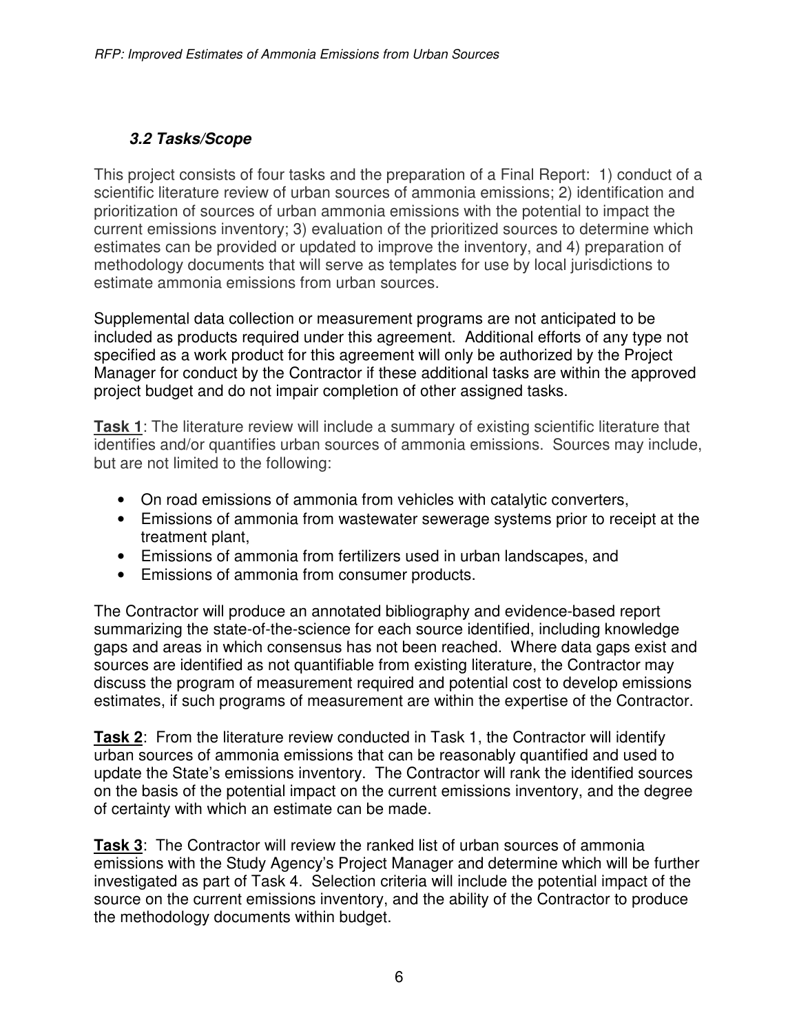### *3.2 Tasks/Scope*

This project consists of four tasks and the preparation of a Final Report: 1) conduct of a scientific literature review of urban sources of ammonia emissions; 2) identification and prioritization of sources of urban ammonia emissions with the potential to impact the current emissions inventory; 3) evaluation of the prioritized sources to determine which estimates can be provided or updated to improve the inventory, and 4) preparation of methodology documents that will serve as templates for use by local jurisdictions to estimate ammonia emissions from urban sources.

Supplemental data collection or measurement programs are not anticipated to be included as products required under this agreement. Additional efforts of any type not specified as a work product for this agreement will only be authorized by the Project Manager for conduct by the Contractor if these additional tasks are within the approved project budget and do not impair completion of other assigned tasks.

**Task 1**: The literature review will include a summary of existing scientific literature that identifies and/or quantifies urban sources of ammonia emissions. Sources may include, but are not limited to the following:

- On road emissions of ammonia from vehicles with catalytic converters,
- Emissions of ammonia from wastewater sewerage systems prior to receipt at the treatment plant,
- Emissions of ammonia from fertilizers used in urban landscapes, and
- Emissions of ammonia from consumer products.

The Contractor will produce an annotated bibliography and evidence-based report summarizing the state-of-the-science for each source identified, including knowledge gaps and areas in which consensus has not been reached. Where data gaps exist and sources are identified as not quantifiable from existing literature, the Contractor may discuss the program of measurement required and potential cost to develop emissions estimates, if such programs of measurement are within the expertise of the Contractor.

**Task 2**: From the literature review conducted in Task 1, the Contractor will identify urban sources of ammonia emissions that can be reasonably quantified and used to update the State's emissions inventory. The Contractor will rank the identified sources on the basis of the potential impact on the current emissions inventory, and the degree of certainty with which an estimate can be made.

**Task 3**: The Contractor will review the ranked list of urban sources of ammonia emissions with the Study Agency's Project Manager and determine which will be further investigated as part of Task 4. Selection criteria will include the potential impact of the source on the current emissions inventory, and the ability of the Contractor to produce the methodology documents within budget.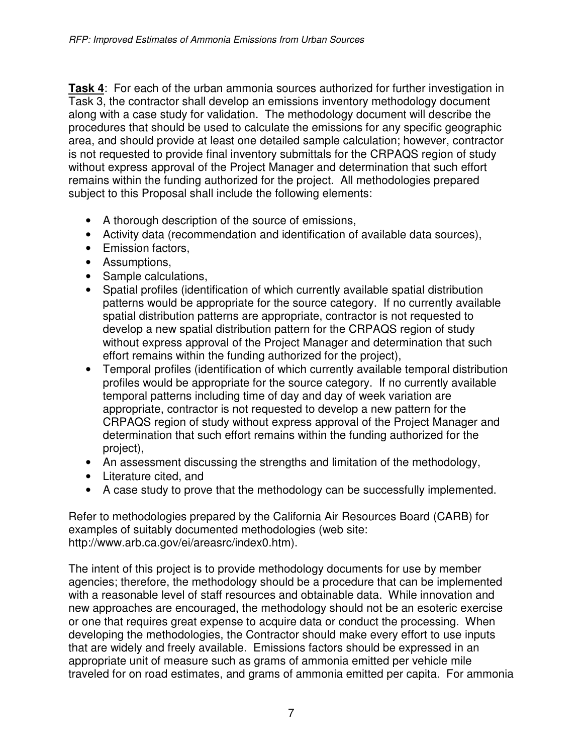**Task 4**: For each of the urban ammonia sources authorized for further investigation in Task 3, the contractor shall develop an emissions inventory methodology document along with a case study for validation. The methodology document will describe the procedures that should be used to calculate the emissions for any specific geographic area, and should provide at least one detailed sample calculation; however, contractor is not requested to provide final inventory submittals for the CRPAQS region of study without express approval of the Project Manager and determination that such effort remains within the funding authorized for the project. All methodologies prepared subject to this Proposal shall include the following elements:

- A thorough description of the source of emissions,
- Activity data (recommendation and identification of available data sources),
- Emission factors,
- Assumptions,
- Sample calculations,
- Spatial profiles (identification of which currently available spatial distribution patterns would be appropriate for the source category. If no currently available spatial distribution patterns are appropriate, contractor is not requested to develop a new spatial distribution pattern for the CRPAQS region of study without express approval of the Project Manager and determination that such effort remains within the funding authorized for the project),
- Temporal profiles (identification of which currently available temporal distribution profiles would be appropriate for the source category. If no currently available temporal patterns including time of day and day of week variation are appropriate, contractor is not requested to develop a new pattern for the CRPAQS region of study without express approval of the Project Manager and determination that such effort remains within the funding authorized for the project),
- An assessment discussing the strengths and limitation of the methodology,
- Literature cited, and
- A case study to prove that the methodology can be successfully implemented.

Refer to methodologies prepared by the California Air Resources Board (CARB) for examples of suitably documented methodologies (web site: http://www.arb.ca.gov/ei/areasrc/index0.htm).

The intent of this project is to provide methodology documents for use by member agencies; therefore, the methodology should be a procedure that can be implemented with a reasonable level of staff resources and obtainable data. While innovation and new approaches are encouraged, the methodology should not be an esoteric exercise or one that requires great expense to acquire data or conduct the processing. When developing the methodologies, the Contractor should make every effort to use inputs that are widely and freely available. Emissions factors should be expressed in an appropriate unit of measure such as grams of ammonia emitted per vehicle mile traveled for on road estimates, and grams of ammonia emitted per capita. For ammonia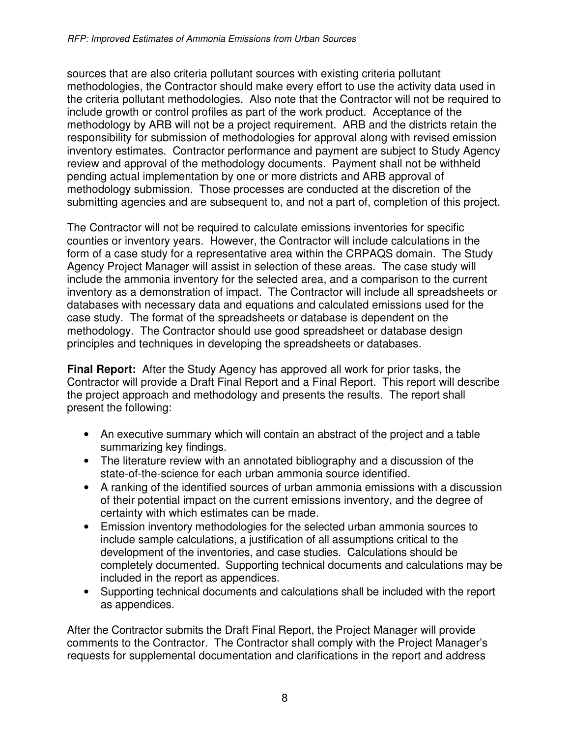sources that are also criteria pollutant sources with existing criteria pollutant methodologies, the Contractor should make every effort to use the activity data used in the criteria pollutant methodologies. Also note that the Contractor will not be required to include growth or control profiles as part of the work product. Acceptance of the methodology by ARB will not be a project requirement. ARB and the districts retain the responsibility for submission of methodologies for approval along with revised emission inventory estimates. Contractor performance and payment are subject to Study Agency review and approval of the methodology documents. Payment shall not be withheld pending actual implementation by one or more districts and ARB approval of methodology submission. Those processes are conducted at the discretion of the submitting agencies and are subsequent to, and not a part of, completion of this project.

The Contractor will not be required to calculate emissions inventories for specific counties or inventory years. However, the Contractor will include calculations in the form of a case study for a representative area within the CRPAQS domain. The Study Agency Project Manager will assist in selection of these areas. The case study will include the ammonia inventory for the selected area, and a comparison to the current inventory as a demonstration of impact. The Contractor will include all spreadsheets or databases with necessary data and equations and calculated emissions used for the case study. The format of the spreadsheets or database is dependent on the methodology. The Contractor should use good spreadsheet or database design principles and techniques in developing the spreadsheets or databases.

**Final Report:** After the Study Agency has approved all work for prior tasks, the Contractor will provide a Draft Final Report and a Final Report. This report will describe the project approach and methodology and presents the results. The report shall present the following:

- An executive summary which will contain an abstract of the project and a table summarizing key findings.
- The literature review with an annotated bibliography and a discussion of the state-of-the-science for each urban ammonia source identified.
- A ranking of the identified sources of urban ammonia emissions with a discussion of their potential impact on the current emissions inventory, and the degree of certainty with which estimates can be made.
- Emission inventory methodologies for the selected urban ammonia sources to include sample calculations, a justification of all assumptions critical to the development of the inventories, and case studies. Calculations should be completely documented. Supporting technical documents and calculations may be included in the report as appendices.
- Supporting technical documents and calculations shall be included with the report as appendices.

After the Contractor submits the Draft Final Report, the Project Manager will provide comments to the Contractor. The Contractor shall comply with the Project Manager's requests for supplemental documentation and clarifications in the report and address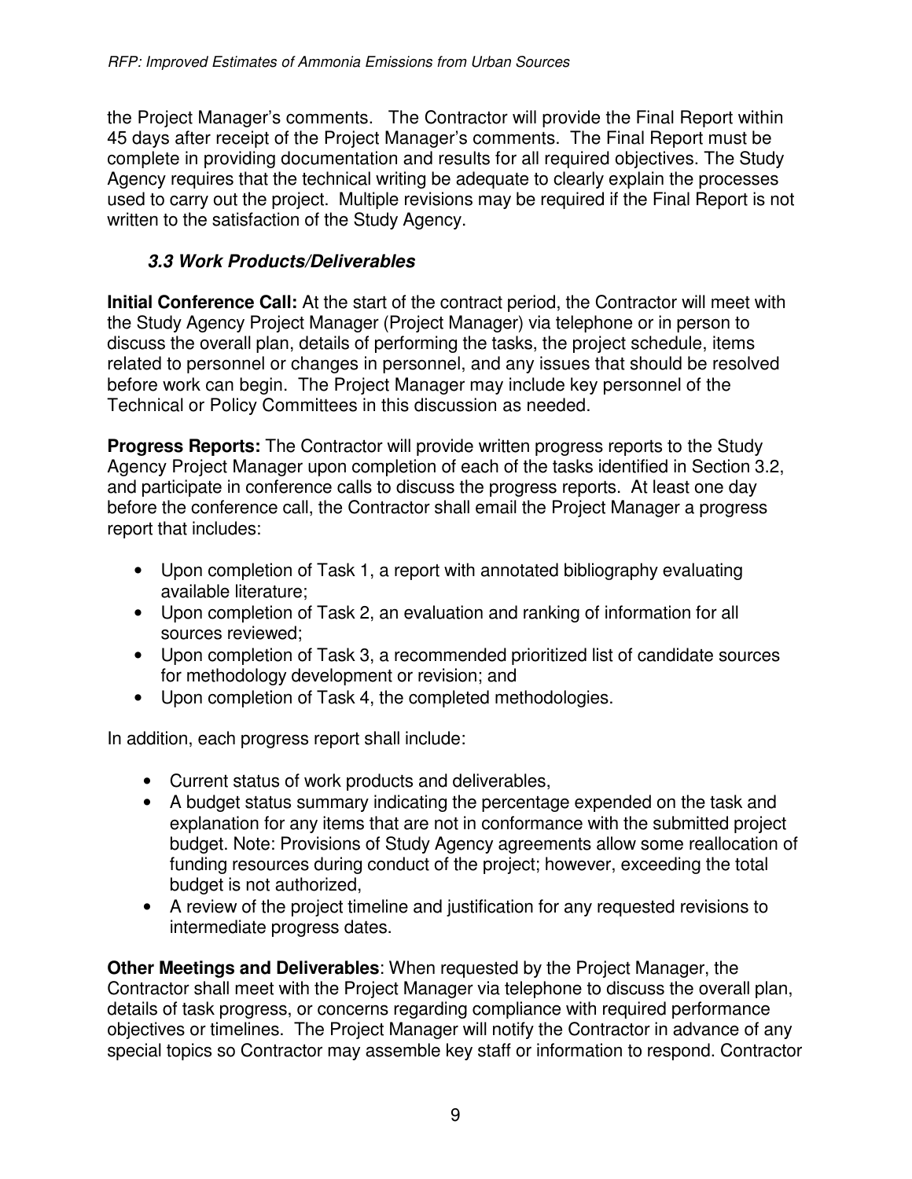the Project Manager's comments. The Contractor will provide the Final Report within 45 days after receipt of the Project Manager's comments. The Final Report must be complete in providing documentation and results for all required objectives. The Study Agency requires that the technical writing be adequate to clearly explain the processes used to carry out the project. Multiple revisions may be required if the Final Report is not written to the satisfaction of the Study Agency.

### *3.3 Work Products/Deliverables*

**Initial Conference Call:** At the start of the contract period, the Contractor will meet with the Study Agency Project Manager (Project Manager) via telephone or in person to discuss the overall plan, details of performing the tasks, the project schedule, items related to personnel or changes in personnel, and any issues that should be resolved before work can begin. The Project Manager may include key personnel of the Technical or Policy Committees in this discussion as needed.

**Progress Reports:** The Contractor will provide written progress reports to the Study Agency Project Manager upon completion of each of the tasks identified in Section 3.2, and participate in conference calls to discuss the progress reports. At least one day before the conference call, the Contractor shall email the Project Manager a progress report that includes:

- Upon completion of Task 1, a report with annotated bibliography evaluating available literature;
- Upon completion of Task 2, an evaluation and ranking of information for all sources reviewed;
- Upon completion of Task 3, a recommended prioritized list of candidate sources for methodology development or revision; and
- Upon completion of Task 4, the completed methodologies.

In addition, each progress report shall include:

- Current status of work products and deliverables,
- A budget status summary indicating the percentage expended on the task and explanation for any items that are not in conformance with the submitted project budget. Note: Provisions of Study Agency agreements allow some reallocation of funding resources during conduct of the project; however, exceeding the total budget is not authorized,
- A review of the project timeline and justification for any requested revisions to intermediate progress dates.

**Other Meetings and Deliverables**: When requested by the Project Manager, the Contractor shall meet with the Project Manager via telephone to discuss the overall plan, details of task progress, or concerns regarding compliance with required performance objectives or timelines. The Project Manager will notify the Contractor in advance of any special topics so Contractor may assemble key staff or information to respond. Contractor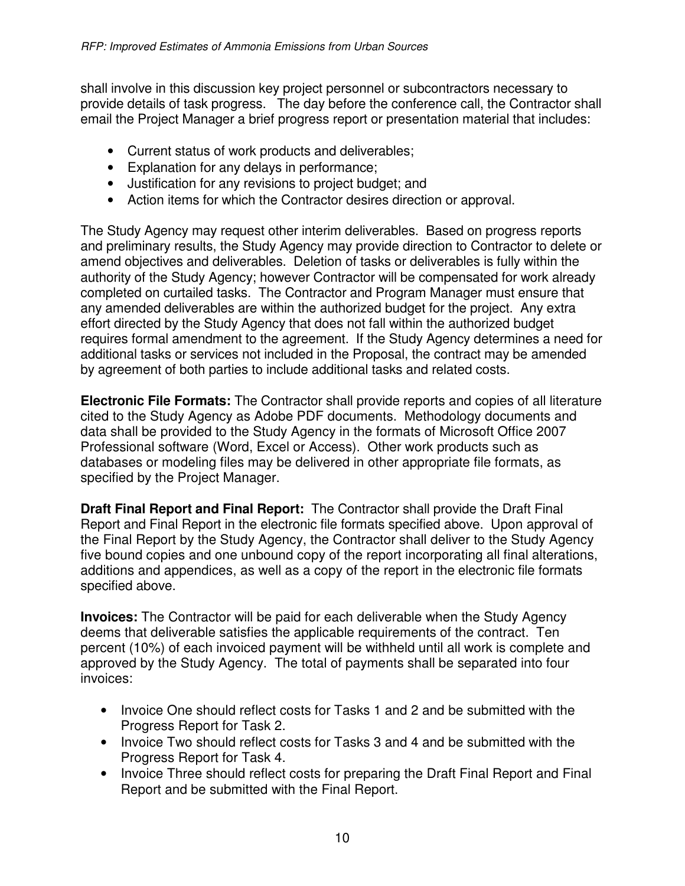shall involve in this discussion key project personnel or subcontractors necessary to provide details of task progress. The day before the conference call, the Contractor shall email the Project Manager a brief progress report or presentation material that includes:

- Current status of work products and deliverables;
- Explanation for any delays in performance;
- Justification for any revisions to project budget; and
- Action items for which the Contractor desires direction or approval.

The Study Agency may request other interim deliverables. Based on progress reports and preliminary results, the Study Agency may provide direction to Contractor to delete or amend objectives and deliverables. Deletion of tasks or deliverables is fully within the authority of the Study Agency; however Contractor will be compensated for work already completed on curtailed tasks. The Contractor and Program Manager must ensure that any amended deliverables are within the authorized budget for the project. Any extra effort directed by the Study Agency that does not fall within the authorized budget requires formal amendment to the agreement. If the Study Agency determines a need for additional tasks or services not included in the Proposal, the contract may be amended by agreement of both parties to include additional tasks and related costs.

**Electronic File Formats:** The Contractor shall provide reports and copies of all literature cited to the Study Agency as Adobe PDF documents. Methodology documents and data shall be provided to the Study Agency in the formats of Microsoft Office 2007 Professional software (Word, Excel or Access). Other work products such as databases or modeling files may be delivered in other appropriate file formats, as specified by the Project Manager.

**Draft Final Report and Final Report:** The Contractor shall provide the Draft Final Report and Final Report in the electronic file formats specified above. Upon approval of the Final Report by the Study Agency, the Contractor shall deliver to the Study Agency five bound copies and one unbound copy of the report incorporating all final alterations, additions and appendices, as well as a copy of the report in the electronic file formats specified above.

**Invoices:** The Contractor will be paid for each deliverable when the Study Agency deems that deliverable satisfies the applicable requirements of the contract. Ten percent (10%) of each invoiced payment will be withheld until all work is complete and approved by the Study Agency. The total of payments shall be separated into four invoices:

- Invoice One should reflect costs for Tasks 1 and 2 and be submitted with the Progress Report for Task 2.
- Invoice Two should reflect costs for Tasks 3 and 4 and be submitted with the Progress Report for Task 4.
- Invoice Three should reflect costs for preparing the Draft Final Report and Final Report and be submitted with the Final Report.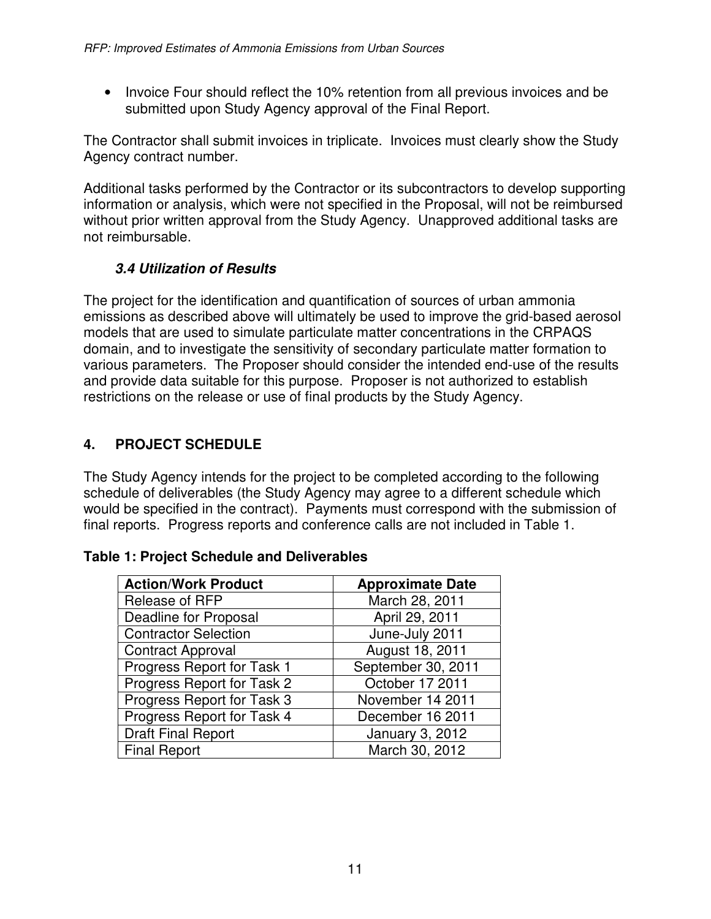- Invoice Four should reflect the 10% retention from all previous invoices and be submitted upon Study Agency approval of the Final Report.

The Contractor shall submit invoices in triplicate. Invoices must clearly show the Study Agency contract number.

Additional tasks performed by the Contractor or its subcontractors to develop supporting information or analysis, which were not specified in the Proposal, will not be reimbursed without prior written approval from the Study Agency. Unapproved additional tasks are not reimbursable.

### *3.4 Utilization of Results*

The project for the identification and quantification of sources of urban ammonia emissions as described above will ultimately be used to improve the grid-based aerosol models that are used to simulate particulate matter concentrations in the CRPAQS domain, and to investigate the sensitivity of secondary particulate matter formation to various parameters. The Proposer should consider the intended end-use of the results and provide data suitable for this purpose. Proposer is not authorized to establish restrictions on the release or use of final products by the Study Agency.

## 4. PROJECT SCHEDULE

The Study Agency intends for the project to be completed according to the following schedule of deliverables (the Study Agency may agree to a different schedule which would be specified in the contract). Payments must correspond with the submission of final reports. Progress reports and conference calls are not included in Table 1.

**Table 1: Project Schedule and Deliverables**

| Action/Work Product | Approximate Date |
|---|---|
| Release of RFP | March 28, 2011 |
| Deadline for Proposal | April 29, 2011 |
| Contractor Selection | June-July 2011 |
| Contract Approval | August 18, 2011 |
| Progress Report for Task 1 | September 30, 2011 |
| Progress Report for Task 2 | October 17 2011 |
| Progress Report for Task 3 | November 14 2011 |
| Progress Report for Task 4 | December 16 2011 |
| Draft Final Report | January 3, 2012 |
| Final Report | March 30, 2012 |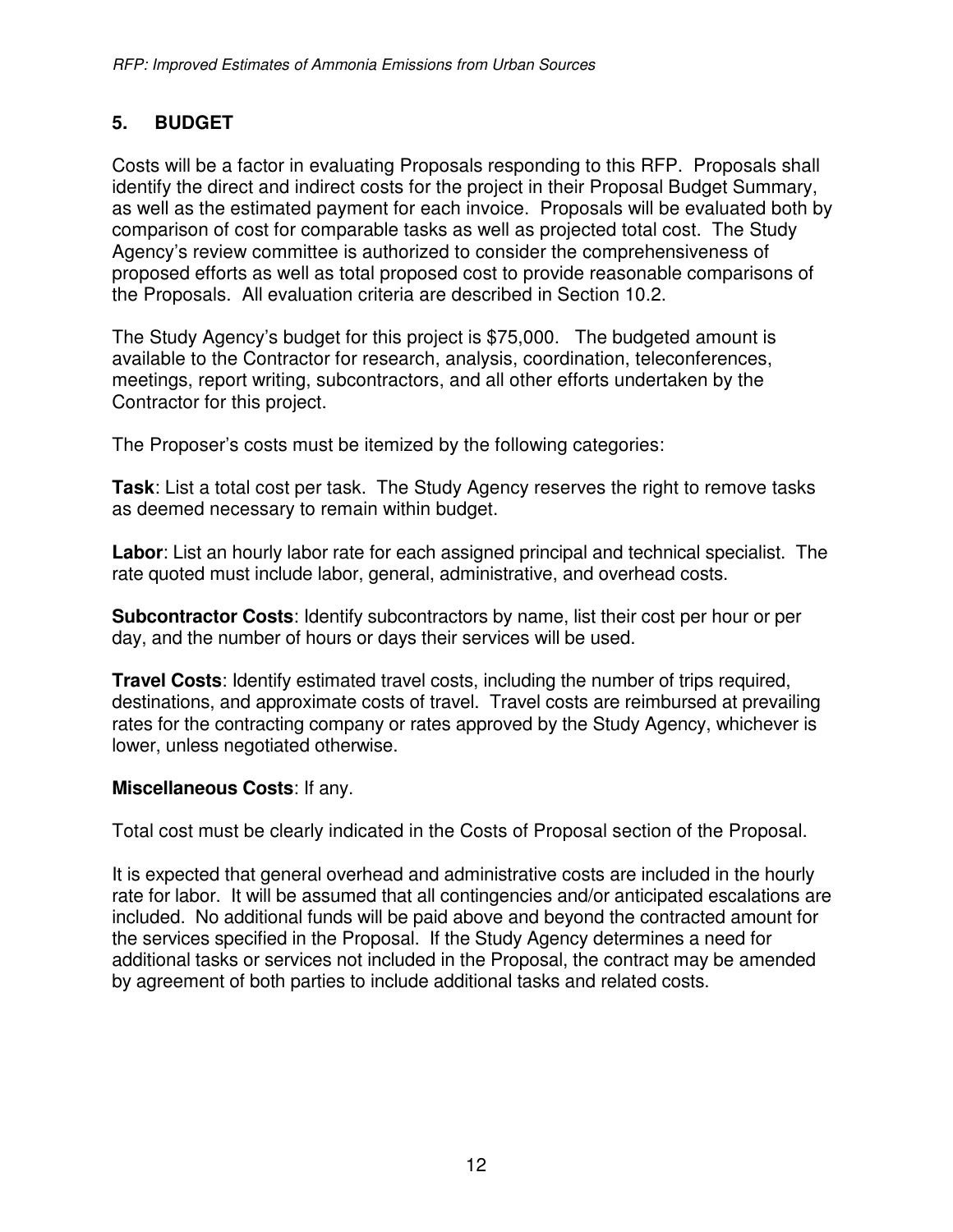## 5. BUDGET

Costs will be a factor in evaluating Proposals responding to this RFP. Proposals shall identify the direct and indirect costs for the project in their Proposal Budget Summary, as well as the estimated payment for each invoice. Proposals will be evaluated both by comparison of cost for comparable tasks as well as projected total cost. The Study Agency's review committee is authorized to consider the comprehensiveness of proposed efforts as well as total proposed cost to provide reasonable comparisons of the Proposals. All evaluation criteria are described in Section 10.2.

The Study Agency's budget for this project is $75,000. The budgeted amount is available to the Contractor for research, analysis, coordination, teleconferences, meetings, report writing, subcontractors, and all other efforts undertaken by the Contractor for this project.

The Proposer's costs must be itemized by the following categories:

**Task**: List a total cost per task. The Study Agency reserves the right to remove tasks as deemed necessary to remain within budget.

**Labor**: List an hourly labor rate for each assigned principal and technical specialist. The rate quoted must include labor, general, administrative, and overhead costs.

**Subcontractor Costs**: Identify subcontractors by name, list their cost per hour or per day, and the number of hours or days their services will be used.

**Travel Costs**: Identify estimated travel costs, including the number of trips required, destinations, and approximate costs of travel. Travel costs are reimbursed at prevailing rates for the contracting company or rates approved by the Study Agency, whichever is lower, unless negotiated otherwise.

**Miscellaneous Costs**: If any.

Total cost must be clearly indicated in the Costs of Proposal section of the Proposal.

It is expected that general overhead and administrative costs are included in the hourly rate for labor. It will be assumed that all contingencies and/or anticipated escalations are included. No additional funds will be paid above and beyond the contracted amount for the services specified in the Proposal. If the Study Agency determines a need for additional tasks or services not included in the Proposal, the contract may be amended by agreement of both parties to include additional tasks and related costs.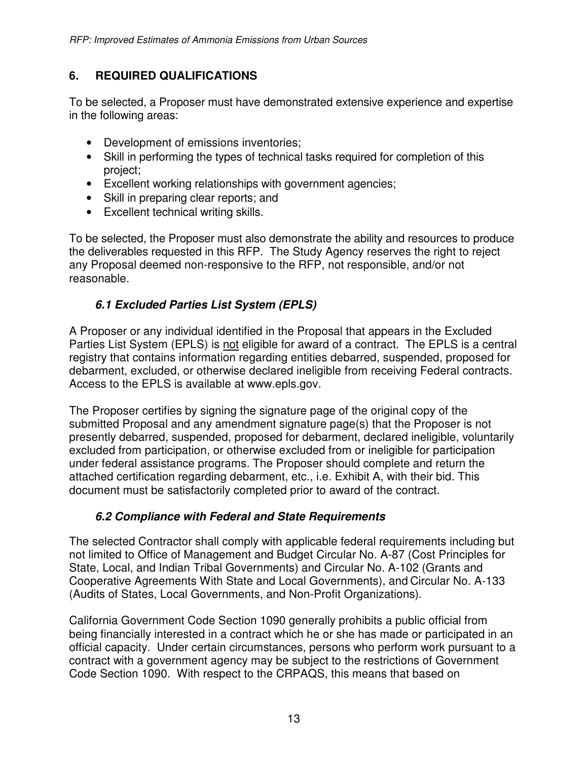## 6. REQUIRED QUALIFICATIONS

To be selected, a Proposer must have demonstrated extensive experience and expertise in the following areas:

- Development of emissions inventories;
- Skill in performing the types of technical tasks required for completion of this project;
- Excellent working relationships with government agencies;
- Skill in preparing clear reports; and
- Excellent technical writing skills.

To be selected, the Proposer must also demonstrate the ability and resources to produce the deliverables requested in this RFP. The Study Agency reserves the right to reject any Proposal deemed non-responsive to the RFP, not responsible, and/or not reasonable.

### *6.1 Excluded Parties List System (EPLS)*

A Proposer or any individual identified in the Proposal that appears in the Excluded Parties List System (EPLS) is <u>not</u> eligible for award of a contract. The EPLS is a central registry that contains information regarding entities debarred, suspended, proposed for debarment, excluded, or otherwise declared ineligible from receiving Federal contracts. Access to the EPLS is available at www.epls.gov.

The Proposer certifies by signing the signature page of the original copy of the submitted Proposal and any amendment signature page(s) that the Proposer is not presently debarred, suspended, proposed for debarment, declared ineligible, voluntarily excluded from participation, or otherwise excluded from or ineligible for participation under federal assistance programs. The Proposer should complete and return the attached certification regarding debarment, etc., i.e. Exhibit A, with their bid. This document must be satisfactorily completed prior to award of the contract.

### *6.2 Compliance with Federal and State Requirements*

The selected Contractor shall comply with applicable federal requirements including but not limited to Office of Management and Budget Circular No. A-87 (Cost Principles for State, Local, and Indian Tribal Governments) and Circular No. A-102 (Grants and Cooperative Agreements With State and Local Governments), and Circular No. A-133 (Audits of States, Local Governments, and Non-Profit Organizations).

California Government Code Section 1090 generally prohibits a public official from being financially interested in a contract which he or she has made or participated in an official capacity. Under certain circumstances, persons who perform work pursuant to a contract with a government agency may be subject to the restrictions of Government Code Section 1090. With respect to the CRPAQS, this means that based on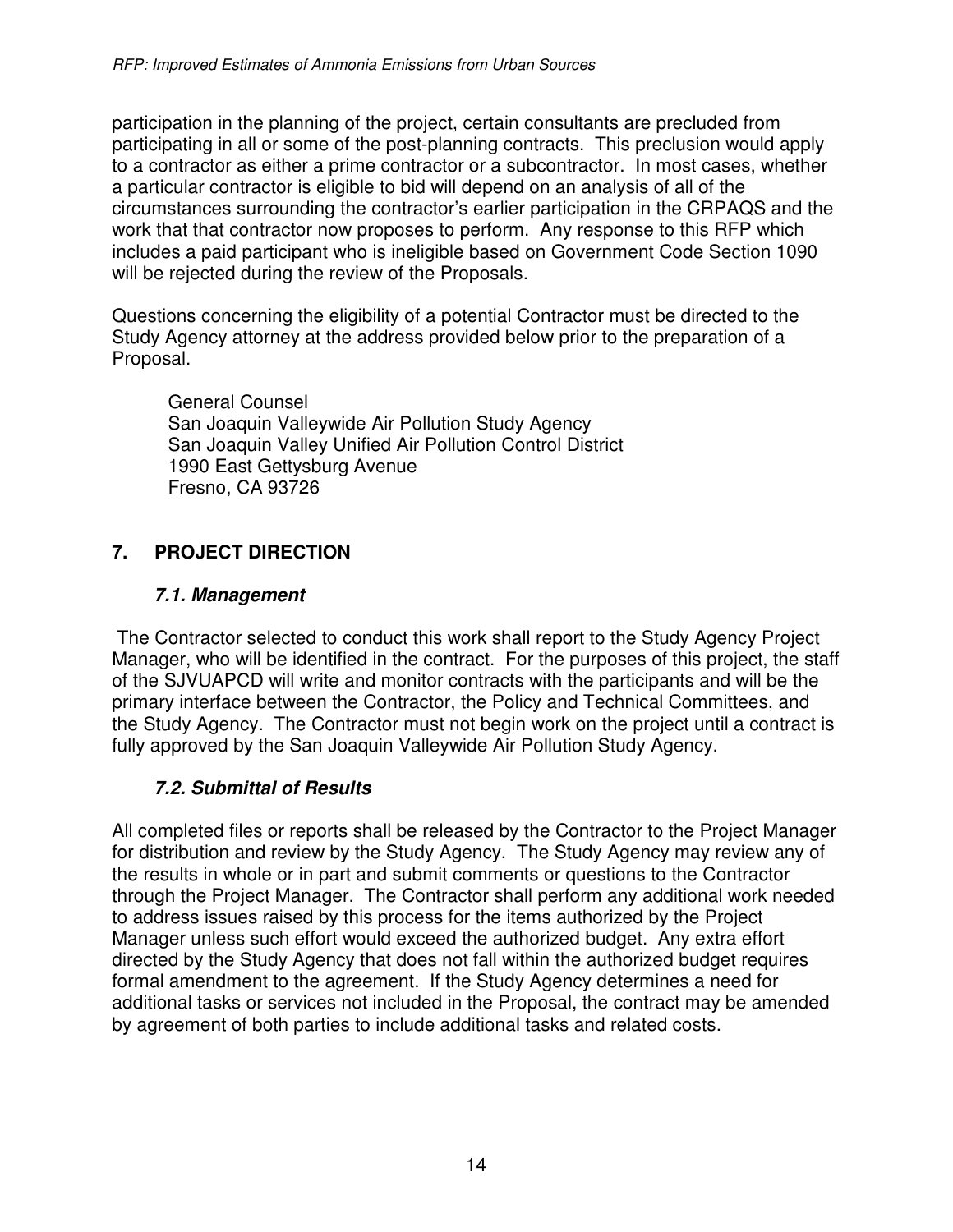participation in the planning of the project, certain consultants are precluded from participating in all or some of the post-planning contracts. This preclusion would apply to a contractor as either a prime contractor or a subcontractor. In most cases, whether a particular contractor is eligible to bid will depend on an analysis of all of the circumstances surrounding the contractor's earlier participation in the CRPAQS and the work that that contractor now proposes to perform. Any response to this RFP which includes a paid participant who is ineligible based on Government Code Section 1090 will be rejected during the review of the Proposals.

Questions concerning the eligibility of a potential Contractor must be directed to the Study Agency attorney at the address provided below prior to the preparation of a Proposal.

General Counsel
San Joaquin Valleywide Air Pollution Study Agency
San Joaquin Valley Unified Air Pollution Control District
1990 East Gettysburg Avenue
Fresno, CA 93726

## 7. PROJECT DIRECTION

### *7.1. Management*

The Contractor selected to conduct this work shall report to the Study Agency Project Manager, who will be identified in the contract. For the purposes of this project, the staff of the SJVUAPCD will write and monitor contracts with the participants and will be the primary interface between the Contractor, the Policy and Technical Committees, and the Study Agency. The Contractor must not begin work on the project until a contract is fully approved by the San Joaquin Valleywide Air Pollution Study Agency.

### *7.2. Submittal of Results*

All completed files or reports shall be released by the Contractor to the Project Manager for distribution and review by the Study Agency. The Study Agency may review any of the results in whole or in part and submit comments or questions to the Contractor through the Project Manager. The Contractor shall perform any additional work needed to address issues raised by this process for the items authorized by the Project Manager unless such effort would exceed the authorized budget. Any extra effort directed by the Study Agency that does not fall within the authorized budget requires formal amendment to the agreement. If the Study Agency determines a need for additional tasks or services not included in the Proposal, the contract may be amended by agreement of both parties to include additional tasks and related costs.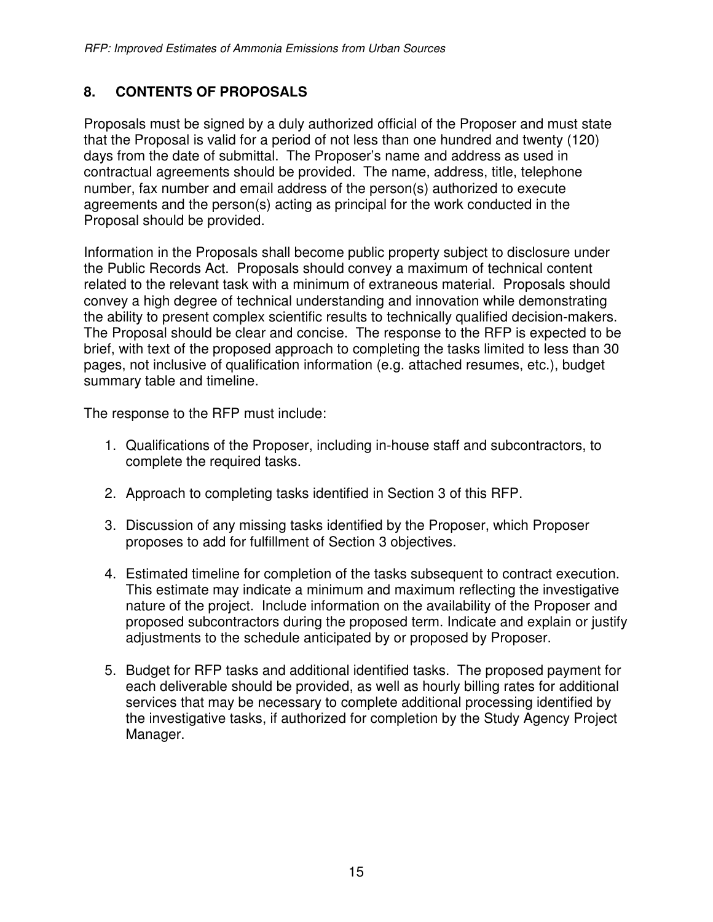## 8. CONTENTS OF PROPOSALS

Proposals must be signed by a duly authorized official of the Proposer and must state that the Proposal is valid for a period of not less than one hundred and twenty (120) days from the date of submittal. The Proposer's name and address as used in contractual agreements should be provided. The name, address, title, telephone number, fax number and email address of the person(s) authorized to execute agreements and the person(s) acting as principal for the work conducted in the Proposal should be provided.

Information in the Proposals shall become public property subject to disclosure under the Public Records Act. Proposals should convey a maximum of technical content related to the relevant task with a minimum of extraneous material. Proposals should convey a high degree of technical understanding and innovation while demonstrating the ability to present complex scientific results to technically qualified decision-makers. The Proposal should be clear and concise. The response to the RFP is expected to be brief, with text of the proposed approach to completing the tasks limited to less than 30 pages, not inclusive of qualification information (e.g. attached resumes, etc.), budget summary table and timeline.

The response to the RFP must include:

1. Qualifications of the Proposer, including in-house staff and subcontractors, to complete the required tasks.

2. Approach to completing tasks identified in Section 3 of this RFP.

3. Discussion of any missing tasks identified by the Proposer, which Proposer proposes to add for fulfillment of Section 3 objectives.

4. Estimated timeline for completion of the tasks subsequent to contract execution. This estimate may indicate a minimum and maximum reflecting the investigative nature of the project. Include information on the availability of the Proposer and proposed subcontractors during the proposed term. Indicate and explain or justify adjustments to the schedule anticipated by or proposed by Proposer.

5. Budget for RFP tasks and additional identified tasks. The proposed payment for each deliverable should be provided, as well as hourly billing rates for additional services that may be necessary to complete additional processing identified by the investigative tasks, if authorized for completion by the Study Agency Project Manager.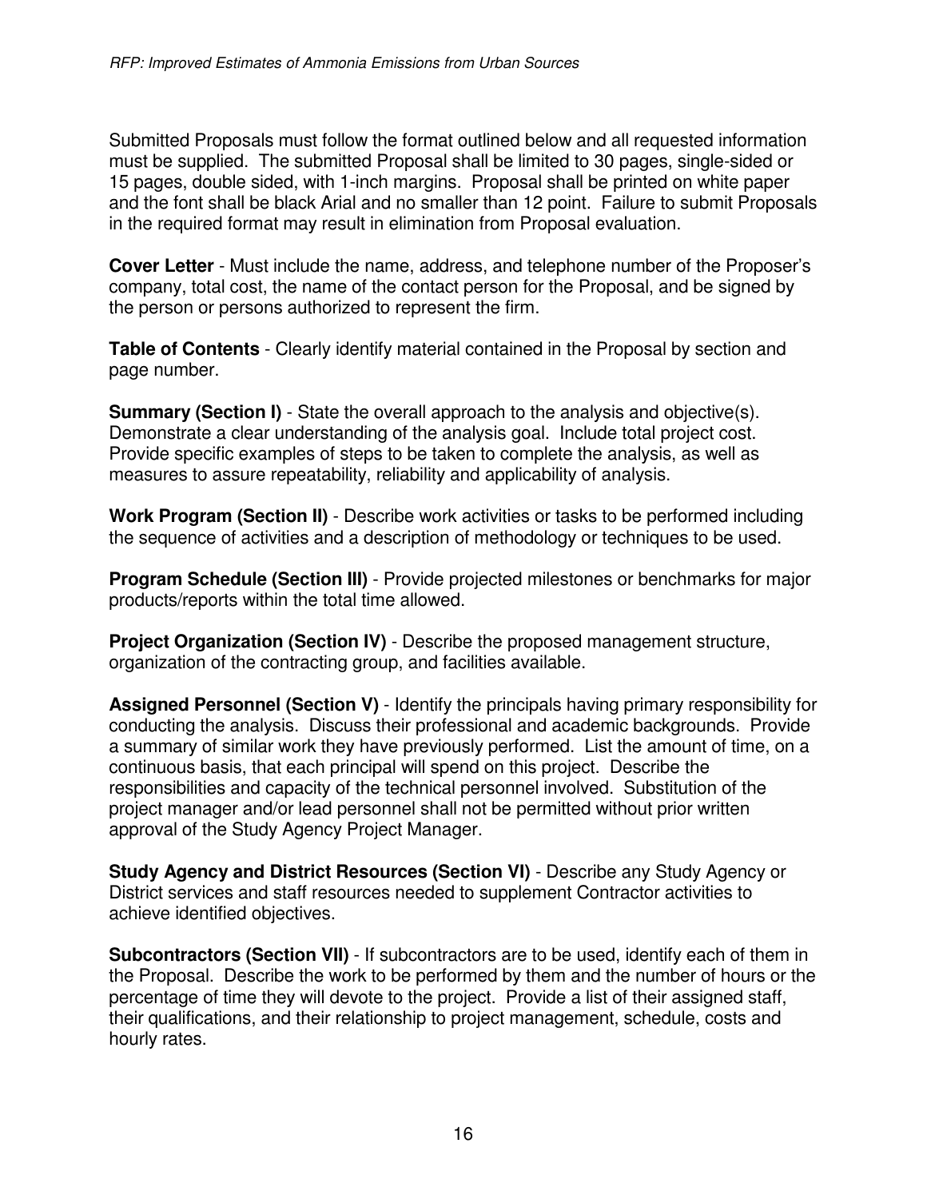Submitted Proposals must follow the format outlined below and all requested information must be supplied. The submitted Proposal shall be limited to 30 pages, single-sided or 15 pages, double sided, with 1-inch margins. Proposal shall be printed on white paper and the font shall be black Arial and no smaller than 12 point. Failure to submit Proposals in the required format may result in elimination from Proposal evaluation.

**Cover Letter** - Must include the name, address, and telephone number of the Proposer's company, total cost, the name of the contact person for the Proposal, and be signed by the person or persons authorized to represent the firm.

**Table of Contents** - Clearly identify material contained in the Proposal by section and page number.

**Summary (Section I)** - State the overall approach to the analysis and objective(s). Demonstrate a clear understanding of the analysis goal. Include total project cost. Provide specific examples of steps to be taken to complete the analysis, as well as measures to assure repeatability, reliability and applicability of analysis.

**Work Program (Section II)** - Describe work activities or tasks to be performed including the sequence of activities and a description of methodology or techniques to be used.

**Program Schedule (Section III)** - Provide projected milestones or benchmarks for major products/reports within the total time allowed.

**Project Organization (Section IV)** - Describe the proposed management structure, organization of the contracting group, and facilities available.

**Assigned Personnel (Section V)** - Identify the principals having primary responsibility for conducting the analysis. Discuss their professional and academic backgrounds. Provide a summary of similar work they have previously performed. List the amount of time, on a continuous basis, that each principal will spend on this project. Describe the responsibilities and capacity of the technical personnel involved. Substitution of the project manager and/or lead personnel shall not be permitted without prior written approval of the Study Agency Project Manager.

**Study Agency and District Resources (Section VI)** - Describe any Study Agency or District services and staff resources needed to supplement Contractor activities to achieve identified objectives.

**Subcontractors (Section VII)** - If subcontractors are to be used, identify each of them in the Proposal. Describe the work to be performed by them and the number of hours or the percentage of time they will devote to the project. Provide a list of their assigned staff, their qualifications, and their relationship to project management, schedule, costs and hourly rates.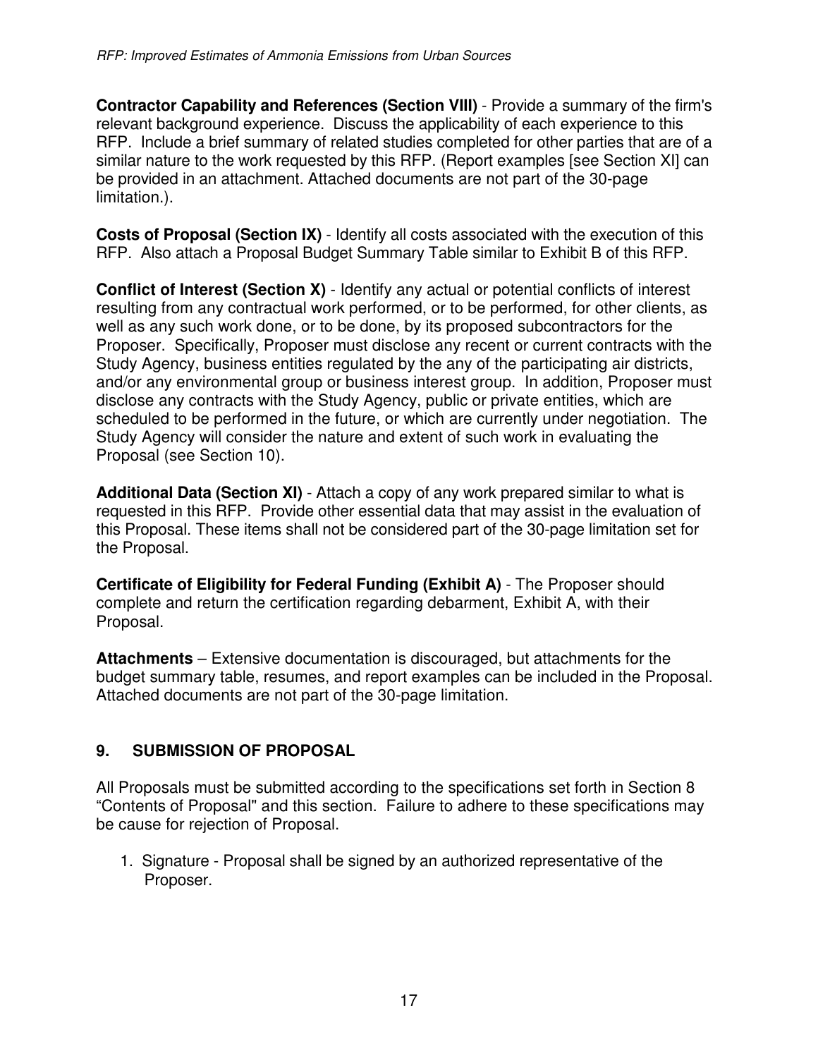**Contractor Capability and References (Section VIII)** - Provide a summary of the firm's relevant background experience. Discuss the applicability of each experience to this RFP. Include a brief summary of related studies completed for other parties that are of a similar nature to the work requested by this RFP. (Report examples [see Section XI] can be provided in an attachment. Attached documents are not part of the 30-page limitation.).

**Costs of Proposal (Section IX)** - Identify all costs associated with the execution of this RFP. Also attach a Proposal Budget Summary Table similar to Exhibit B of this RFP.

**Conflict of Interest (Section X)** - Identify any actual or potential conflicts of interest resulting from any contractual work performed, or to be performed, for other clients, as well as any such work done, or to be done, by its proposed subcontractors for the Proposer. Specifically, Proposer must disclose any recent or current contracts with the Study Agency, business entities regulated by the any of the participating air districts, and/or any environmental group or business interest group. In addition, Proposer must disclose any contracts with the Study Agency, public or private entities, which are scheduled to be performed in the future, or which are currently under negotiation. The Study Agency will consider the nature and extent of such work in evaluating the Proposal (see Section 10).

**Additional Data (Section XI)** - Attach a copy of any work prepared similar to what is requested in this RFP. Provide other essential data that may assist in the evaluation of this Proposal. These items shall not be considered part of the 30-page limitation set for the Proposal.

**Certificate of Eligibility for Federal Funding (Exhibit A)** - The Proposer should complete and return the certification regarding debarment, Exhibit A, with their Proposal.

**Attachments** – Extensive documentation is discouraged, but attachments for the budget summary table, resumes, and report examples can be included in the Proposal. Attached documents are not part of the 30-page limitation.

## 9. SUBMISSION OF PROPOSAL

All Proposals must be submitted according to the specifications set forth in Section 8 "Contents of Proposal" and this section. Failure to adhere to these specifications may be cause for rejection of Proposal.

1. Signature - Proposal shall be signed by an authorized representative of the Proposer.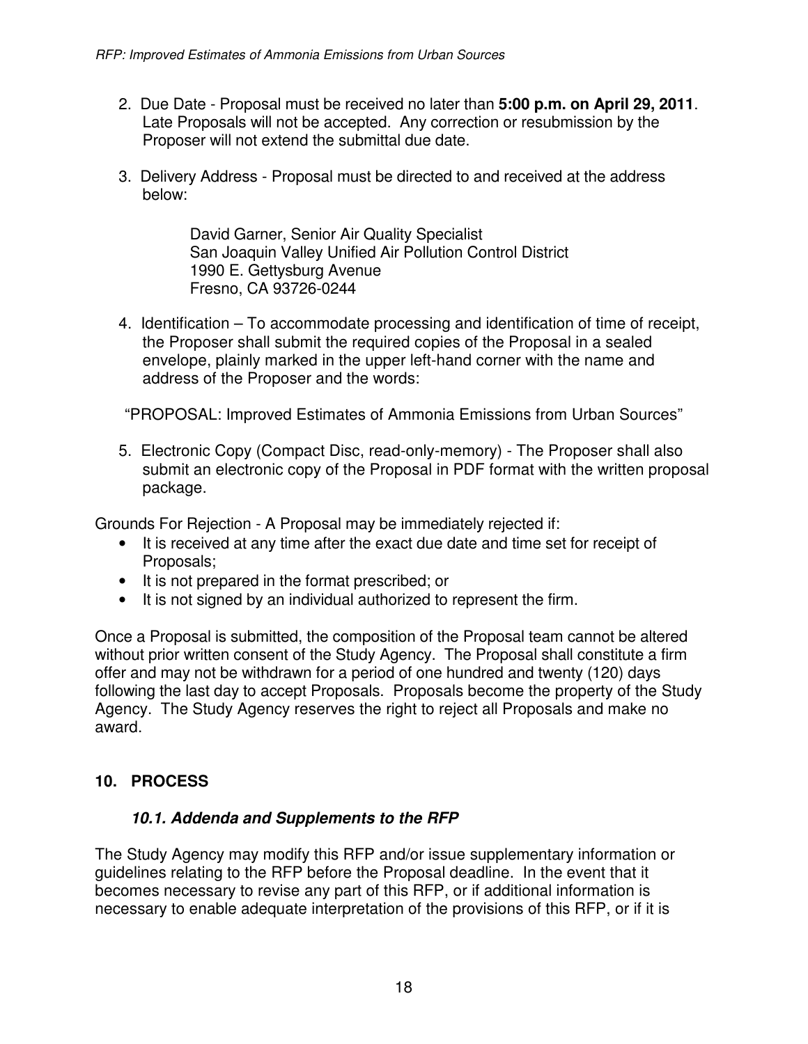2. Due Date - Proposal must be received no later than **5:00 p.m. on April 29, 2011**. Late Proposals will not be accepted. Any correction or resubmission by the Proposer will not extend the submittal due date.

3. Delivery Address - Proposal must be directed to and received at the address below:

   David Garner, Senior Air Quality Specialist
   San Joaquin Valley Unified Air Pollution Control District
   1990 E. Gettysburg Avenue
   Fresno, CA 93726-0244

4. Identification – To accommodate processing and identification of time of receipt, the Proposer shall submit the required copies of the Proposal in a sealed envelope, plainly marked in the upper left-hand corner with the name and address of the Proposer and the words:

"PROPOSAL: Improved Estimates of Ammonia Emissions from Urban Sources"

5. Electronic Copy (Compact Disc, read-only-memory) - The Proposer shall also submit an electronic copy of the Proposal in PDF format with the written proposal package.

Grounds For Rejection - A Proposal may be immediately rejected if:

- It is received at any time after the exact due date and time set for receipt of Proposals;
- It is not prepared in the format prescribed; or
- It is not signed by an individual authorized to represent the firm.

Once a Proposal is submitted, the composition of the Proposal team cannot be altered without prior written consent of the Study Agency. The Proposal shall constitute a firm offer and may not be withdrawn for a period of one hundred and twenty (120) days following the last day to accept Proposals. Proposals become the property of the Study Agency. The Study Agency reserves the right to reject all Proposals and make no award.

## 10. PROCESS

### *10.1. Addenda and Supplements to the RFP*

The Study Agency may modify this RFP and/or issue supplementary information or guidelines relating to the RFP before the Proposal deadline. In the event that it becomes necessary to revise any part of this RFP, or if additional information is necessary to enable adequate interpretation of the provisions of this RFP, or if it is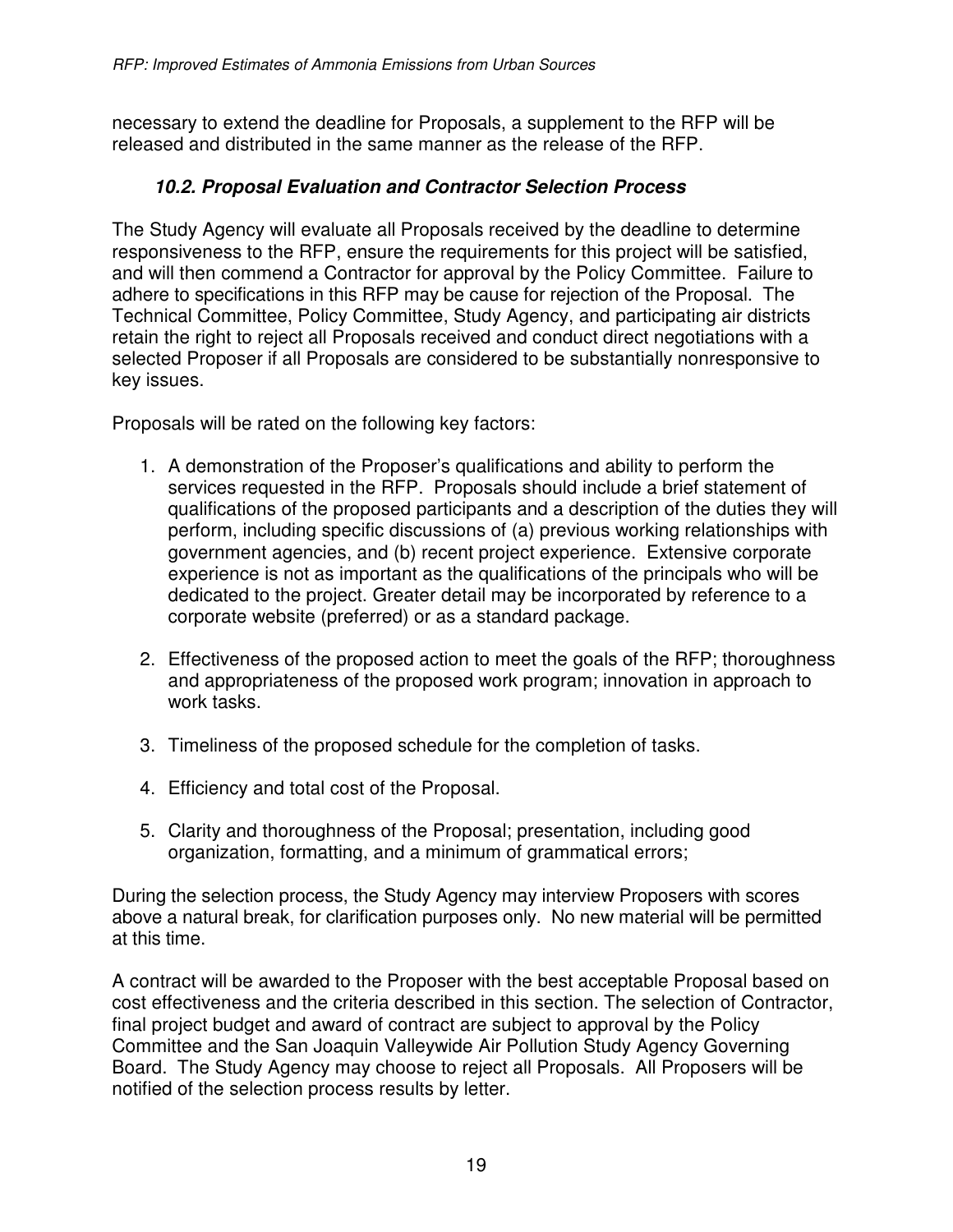necessary to extend the deadline for Proposals, a supplement to the RFP will be released and distributed in the same manner as the release of the RFP.

### *10.2. Proposal Evaluation and Contractor Selection Process*

The Study Agency will evaluate all Proposals received by the deadline to determine responsiveness to the RFP, ensure the requirements for this project will be satisfied, and will then commend a Contractor for approval by the Policy Committee. Failure to adhere to specifications in this RFP may be cause for rejection of the Proposal. The Technical Committee, Policy Committee, Study Agency, and participating air districts retain the right to reject all Proposals received and conduct direct negotiations with a selected Proposer if all Proposals are considered to be substantially nonresponsive to key issues.

Proposals will be rated on the following key factors:

1. A demonstration of the Proposer's qualifications and ability to perform the services requested in the RFP. Proposals should include a brief statement of qualifications of the proposed participants and a description of the duties they will perform, including specific discussions of (a) previous working relationships with government agencies, and (b) recent project experience. Extensive corporate experience is not as important as the qualifications of the principals who will be dedicated to the project. Greater detail may be incorporated by reference to a corporate website (preferred) or as a standard package.

2. Effectiveness of the proposed action to meet the goals of the RFP; thoroughness and appropriateness of the proposed work program; innovation in approach to work tasks.

3. Timeliness of the proposed schedule for the completion of tasks.

4. Efficiency and total cost of the Proposal.

5. Clarity and thoroughness of the Proposal; presentation, including good organization, formatting, and a minimum of grammatical errors;

During the selection process, the Study Agency may interview Proposers with scores above a natural break, for clarification purposes only. No new material will be permitted at this time.

A contract will be awarded to the Proposer with the best acceptable Proposal based on cost effectiveness and the criteria described in this section. The selection of Contractor, final project budget and award of contract are subject to approval by the Policy Committee and the San Joaquin Valleywide Air Pollution Study Agency Governing Board. The Study Agency may choose to reject all Proposals. All Proposers will be notified of the selection process results by letter.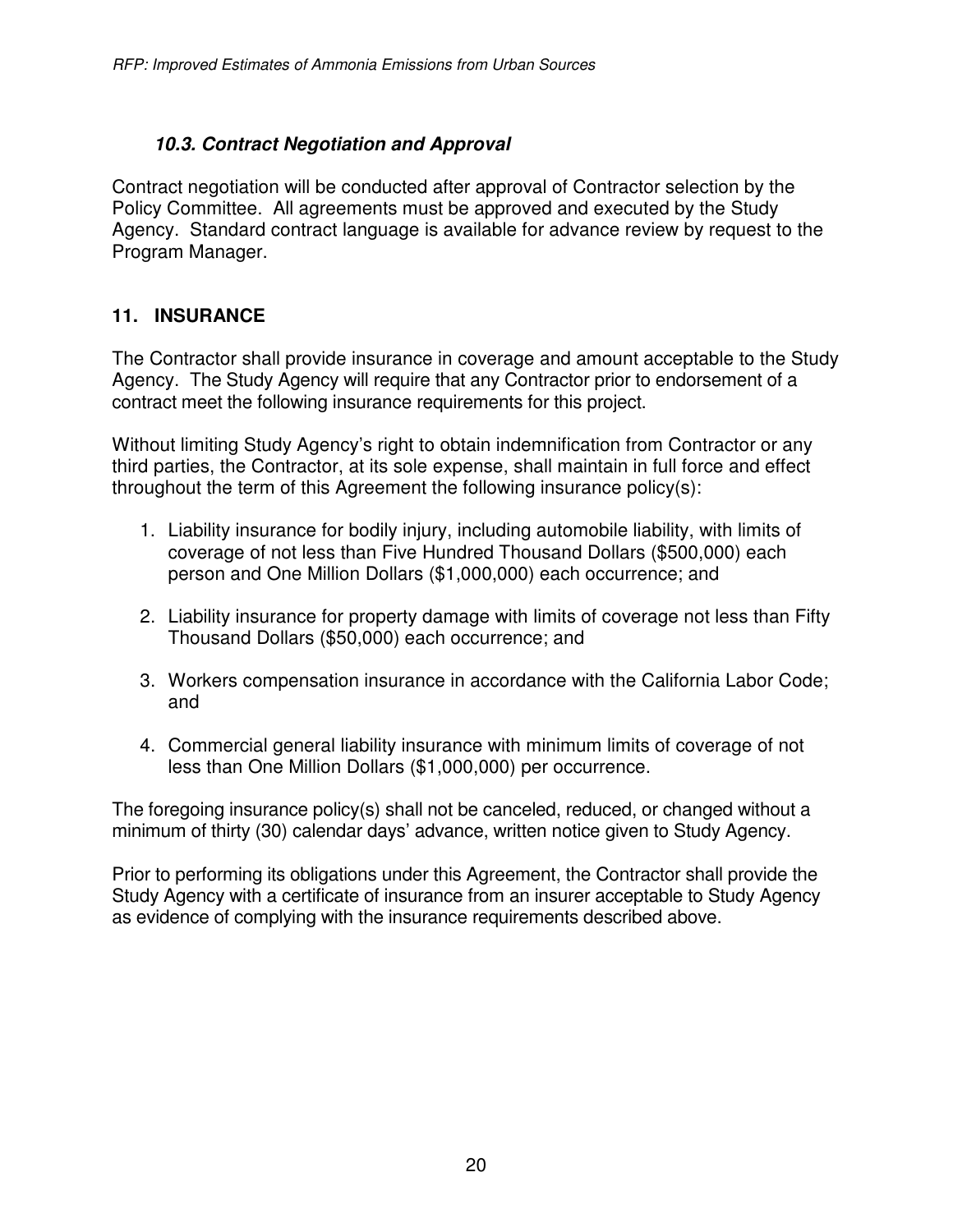### *10.3. Contract Negotiation and Approval*

Contract negotiation will be conducted after approval of Contractor selection by the Policy Committee. All agreements must be approved and executed by the Study Agency. Standard contract language is available for advance review by request to the Program Manager.

## 11. INSURANCE

The Contractor shall provide insurance in coverage and amount acceptable to the Study Agency. The Study Agency will require that any Contractor prior to endorsement of a contract meet the following insurance requirements for this project.

Without limiting Study Agency's right to obtain indemnification from Contractor or any third parties, the Contractor, at its sole expense, shall maintain in full force and effect throughout the term of this Agreement the following insurance policy(s):

1. Liability insurance for bodily injury, including automobile liability, with limits of coverage of not less than Five Hundred Thousand Dollars ($500,000) each person and One Million Dollars ($1,000,000) each occurrence; and

2. Liability insurance for property damage with limits of coverage not less than Fifty Thousand Dollars ($50,000) each occurrence; and

3. Workers compensation insurance in accordance with the California Labor Code; and

4. Commercial general liability insurance with minimum limits of coverage of not less than One Million Dollars ($1,000,000) per occurrence.

The foregoing insurance policy(s) shall not be canceled, reduced, or changed without a minimum of thirty (30) calendar days' advance, written notice given to Study Agency.

Prior to performing its obligations under this Agreement, the Contractor shall provide the Study Agency with a certificate of insurance from an insurer acceptable to Study Agency as evidence of complying with the insurance requirements described above.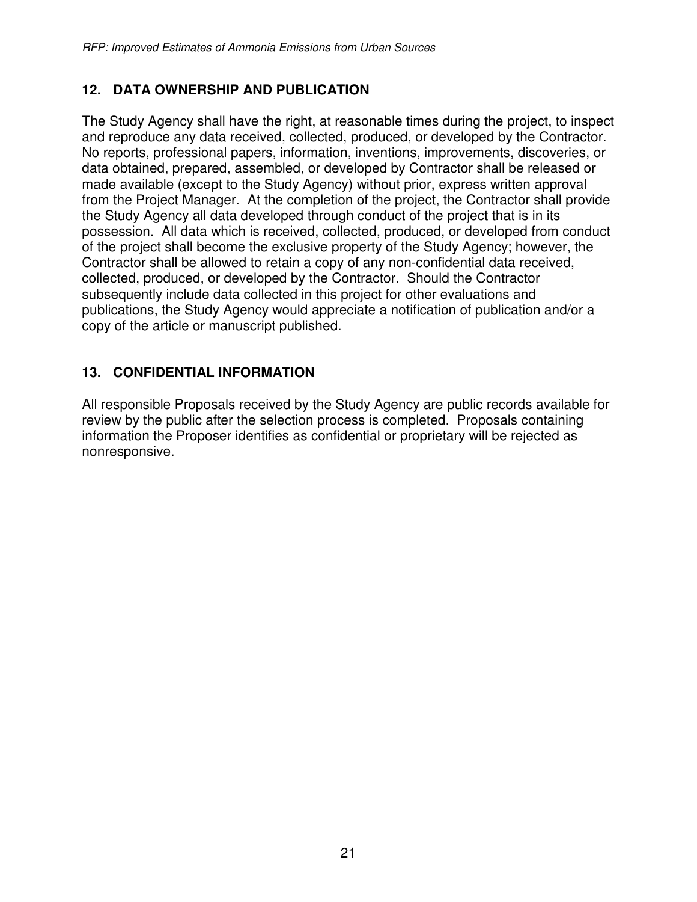## 12. DATA OWNERSHIP AND PUBLICATION

The Study Agency shall have the right, at reasonable times during the project, to inspect and reproduce any data received, collected, produced, or developed by the Contractor. No reports, professional papers, information, inventions, improvements, discoveries, or data obtained, prepared, assembled, or developed by Contractor shall be released or made available (except to the Study Agency) without prior, express written approval from the Project Manager. At the completion of the project, the Contractor shall provide the Study Agency all data developed through conduct of the project that is in its possession. All data which is received, collected, produced, or developed from conduct of the project shall become the exclusive property of the Study Agency; however, the Contractor shall be allowed to retain a copy of any non-confidential data received, collected, produced, or developed by the Contractor. Should the Contractor subsequently include data collected in this project for other evaluations and publications, the Study Agency would appreciate a notification of publication and/or a copy of the article or manuscript published.

## 13. CONFIDENTIAL INFORMATION

All responsible Proposals received by the Study Agency are public records available for review by the public after the selection process is completed. Proposals containing information the Proposer identifies as confidential or proprietary will be rejected as nonresponsive.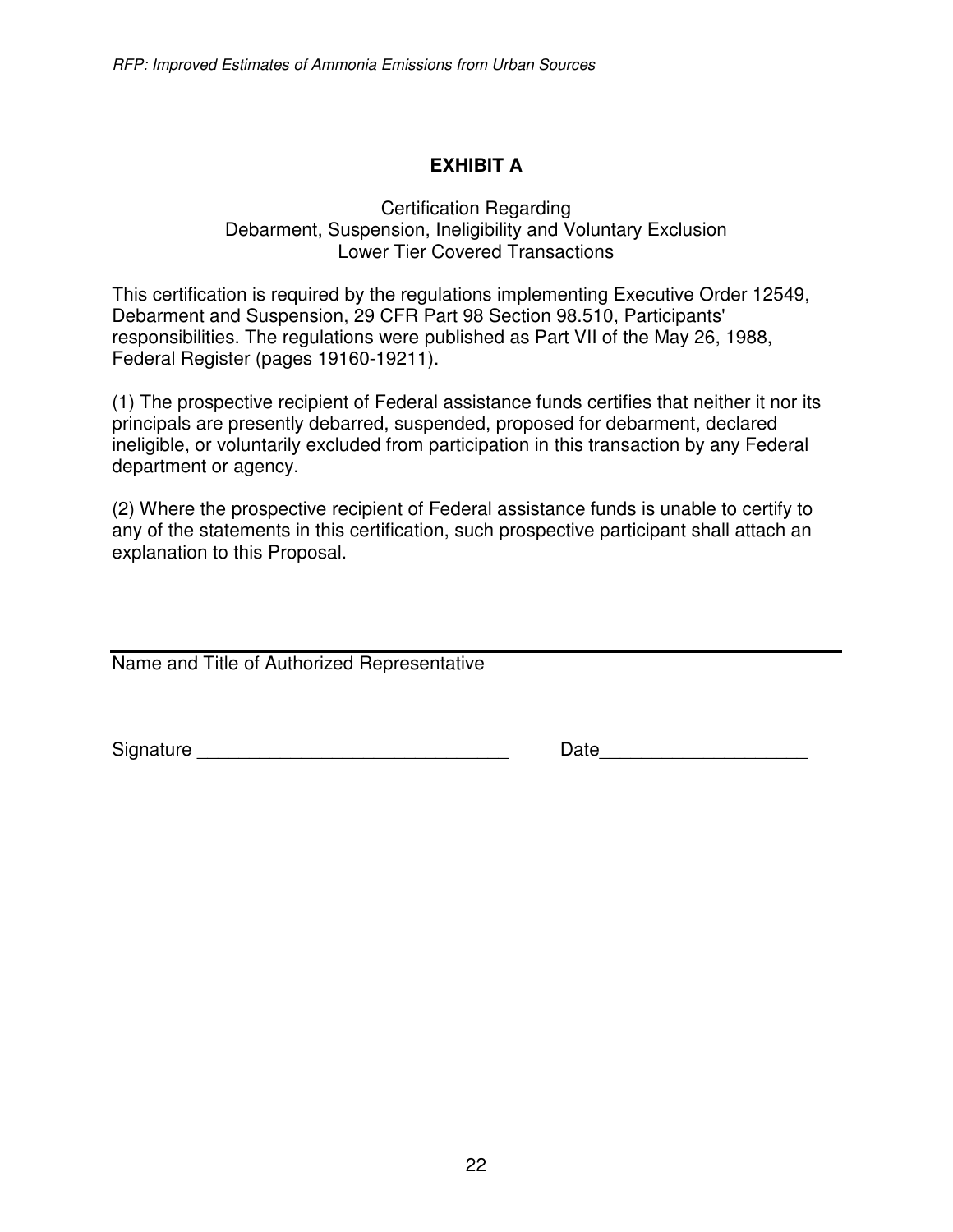## EXHIBIT A

Certification Regarding
Debarment, Suspension, Ineligibility and Voluntary Exclusion
Lower Tier Covered Transactions

This certification is required by the regulations implementing Executive Order 12549, Debarment and Suspension, 29 CFR Part 98 Section 98.510, Participants' responsibilities. The regulations were published as Part VII of the May 26, 1988, Federal Register (pages 19160-19211).

(1) The prospective recipient of Federal assistance funds certifies that neither it nor its principals are presently debarred, suspended, proposed for debarment, declared ineligible, or voluntarily excluded from participation in this transaction by any Federal department or agency.

(2) Where the prospective recipient of Federal assistance funds is unable to certify to any of the statements in this certification, such prospective participant shall attach an explanation to this Proposal.

\_\_\_\_\_\_\_\_\_\_\_\_\_\_\_\_\_\_\_\_\_\_\_\_\_\_\_\_\_\_\_\_\_\_\_\_\_\_\_\_\_\_\_\_\_\_\_\_\_\_\_\_\_\_\_\_\_\_\_\_

Name and Title of Authorized Representative

Signature \_\_\_\_\_\_\_\_\_\_\_\_\_\_\_\_\_\_\_\_\_\_\_\_\_\_\_\_\_\_ Date\_\_\_\_\_\_\_\_\_\_\_\_\_\_\_\_\_\_\_\_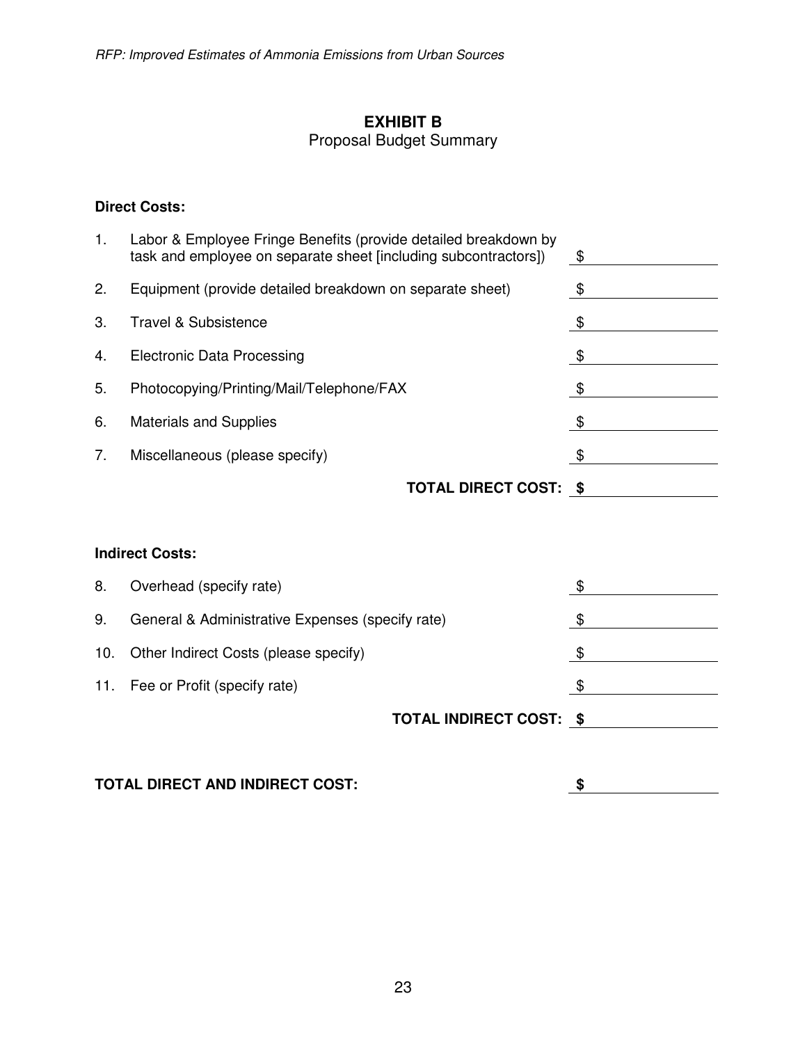# EXHIBIT B

Proposal Budget Summary

**Direct Costs:**

| | | |
|---|---|---|
| 1. | Labor & Employee Fringe Benefits (provide detailed breakdown by task and employee on separate sheet [including subcontractors]) | $ |
| 2. | Equipment (provide detailed breakdown on separate sheet) | $ |
| 3. | Travel & Subsistence | $ |
| 4. | Electronic Data Processing | $ |
| 5. | Photocopying/Printing/Mail/Telephone/FAX | $ |
| 6. | Materials and Supplies | $ |
| 7. | Miscellaneous (please specify) | $ |
| | **TOTAL DIRECT COST:** | **$** |

**Indirect Costs:**

| | | |
|---|---|---|
| 8. | Overhead (specify rate) | $ |
| 9. | General & Administrative Expenses (specify rate) | $ |
| 10. | Other Indirect Costs (please specify) | $ |
| 11. | Fee or Profit (specify rate) | $ |
| | **TOTAL INDIRECT COST:** | **$** |

**TOTAL DIRECT AND INDIRECT COST:** **$**